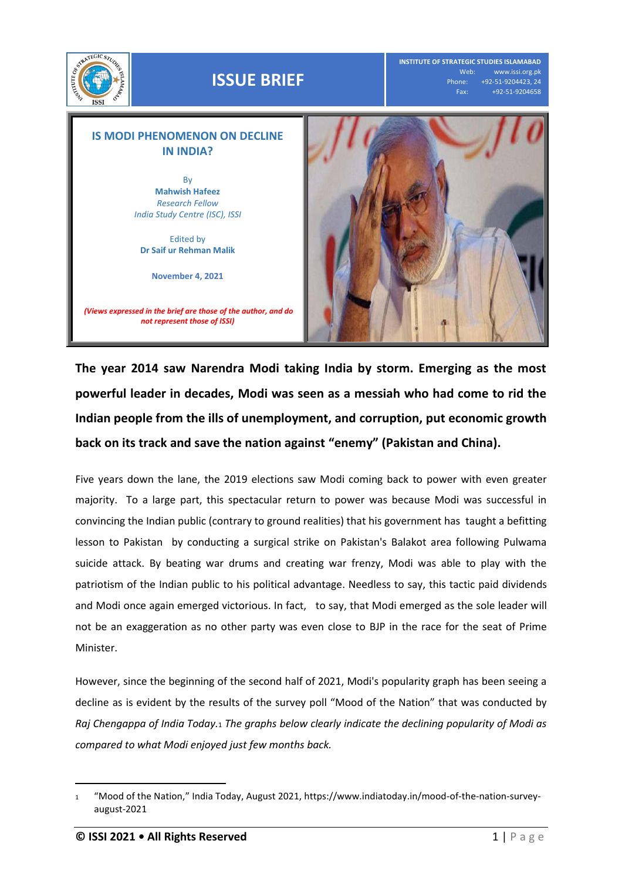**ISSUE BRIEF**

INSTITUTE OF STRATEGIC STUDIES ISLAMABAD
Web: www.issi.org.pk
Phone: +92-51-9204423, 24
Fax: +92-51-9204658

# IS MODI PHENOMENON ON DECLINE IN INDIA?

By
**Mahwish Hafeez**
*Research Fellow*
*India Study Centre (ISC), ISSI*

Edited by
**Dr Saif ur Rehman Malik**

**November 4, 2021**

***(Views expressed in the brief are those of the author, and do not represent those of ISSI)***

**The year 2014 saw Narendra Modi taking India by storm. Emerging as the most powerful leader in decades, Modi was seen as a messiah who had come to rid the Indian people from the ills of unemployment, and corruption, put economic growth back on its track and save the nation against "enemy" (Pakistan and China).**

Five years down the lane, the 2019 elections saw Modi coming back to power with even greater majority. To a large part, this spectacular return to power was because Modi was successful in convincing the Indian public (contrary to ground realities) that his government has taught a befitting lesson to Pakistan by conducting a surgical strike on Pakistan's Balakot area following Pulwama suicide attack. By beating war drums and creating war frenzy, Modi was able to play with the patriotism of the Indian public to his political advantage. Needless to say, this tactic paid dividends and Modi once again emerged victorious. In fact, to say, that Modi emerged as the sole leader will not be an exaggeration as no other party was even close to BJP in the race for the seat of Prime Minister.

However, since the beginning of the second half of 2021, Modi's popularity graph has been seeing a decline as is evident by the results of the survey poll "Mood of the Nation" that was conducted by *Raj Chengappa of India Today.*[1] *The graphs below clearly indicate the declining popularity of Modi as compared to what Modi enjoyed just few months back.*

---

1 "Mood of the Nation," India Today, August 2021, https://www.indiatoday.in/mood-of-the-nation-survey-august-2021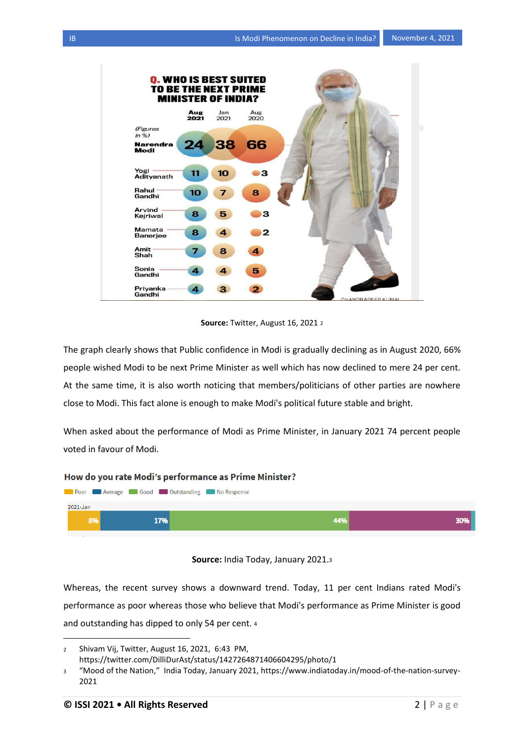**Q. WHO IS BEST SUITED TO BE THE NEXT PRIME MINISTER OF INDIA?**

(Figures in %)

| | Aug 2021 | Jan 2021 | Aug 2020 |
|---|---|---|---|
| Narendra Modi | 24 | 38 | 66 |
| Yogi Adityanath | 11 | 10 | 3 |
| Rahul Gandhi | 10 | 7 | 8 |
| Arvind Kejriwal | 8 | 5 | 3 |
| Mamata Banerjee | 8 | 4 | 2 |
| Amit Shah | 7 | 8 | 4 |
| Sonia Gandhi | 4 | 4 | 5 |
| Priyanka Gandhi | 4 | 3 | 2 |

**Source:** Twitter, August 16, 2021 [2]

The graph clearly shows that Public confidence in Modi is gradually declining as in August 2020, 66% people wished Modi to be next Prime Minister as well which has now declined to mere 24 per cent. At the same time, it is also worth noticing that members/politicians of other parties are nowhere close to Modi. This fact alone is enough to make Modi's political future stable and bright.

When asked about the performance of Modi as Prime Minister, in January 2021 74 percent people voted in favour of Modi.

**How do you rate Modi's performance as Prime Minister?**

| | Poor | Average | Good | Outstanding | No Response |
|---|---|---|---|---|---|
| 2021-Jan | 8% | 17% | 44% | 30% | |

**Source:** India Today, January 2021.[3]

Whereas, the recent survey shows a downward trend. Today, 11 per cent Indians rated Modi's performance as poor whereas those who believe that Modi's performance as Prime Minister is good and outstanding has dipped to only 54 per cent. [4]

---

[2] Shivam Vij, Twitter, August 16, 2021, 6:43 PM, https://twitter.com/DilliDurAst/status/1427264871406604295/photo/1

[3] "Mood of the Nation," India Today, January 2021, https://www.indiatoday.in/mood-of-the-nation-survey-2021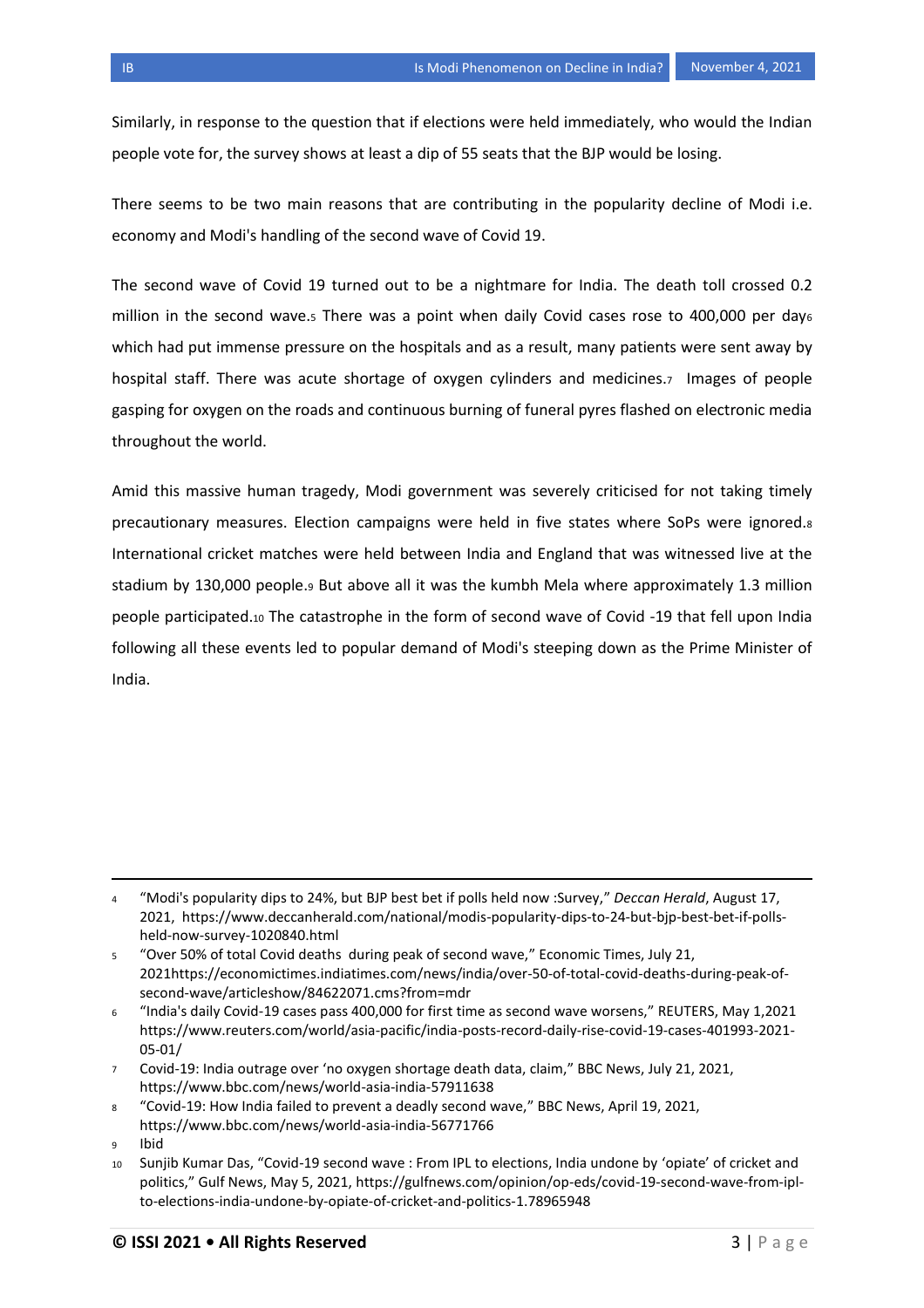Similarly, in response to the question that if elections were held immediately, who would the Indian people vote for, the survey shows at least a dip of 55 seats that the BJP would be losing.

There seems to be two main reasons that are contributing in the popularity decline of Modi i.e. economy and Modi's handling of the second wave of Covid 19.

The second wave of Covid 19 turned out to be a nightmare for India. The death toll crossed 0.2 million in the second wave.[5] There was a point when daily Covid cases rose to 400,000 per day[6] which had put immense pressure on the hospitals and as a result, many patients were sent away by hospital staff. There was acute shortage of oxygen cylinders and medicines.[7] Images of people gasping for oxygen on the roads and continuous burning of funeral pyres flashed on electronic media throughout the world.

Amid this massive human tragedy, Modi government was severely criticised for not taking timely precautionary measures. Election campaigns were held in five states where SoPs were ignored.[8] International cricket matches were held between India and England that was witnessed live at the stadium by 130,000 people.[9] But above all it was the kumbh Mela where approximately 1.3 million people participated.[10] The catastrophe in the form of second wave of Covid -19 that fell upon India following all these events led to popular demand of Modi's steeping down as the Prime Minister of India.

---

[4] "Modi's popularity dips to 24%, but BJP best bet if polls held now :Survey," *Deccan Herald*, August 17, 2021, https://www.deccanherald.com/national/modis-popularity-dips-to-24-but-bjp-best-bet-if-polls-held-now-survey-1020840.html

[5] "Over 50% of total Covid deaths during peak of second wave," Economic Times, July 21, 2021https://economictimes.indiatimes.com/news/india/over-50-of-total-covid-deaths-during-peak-of-second-wave/articleshow/84622071.cms?from=mdr

[6] "India's daily Covid-19 cases pass 400,000 for first time as second wave worsens," REUTERS, May 1,2021 https://www.reuters.com/world/asia-pacific/india-posts-record-daily-rise-covid-19-cases-401993-2021-05-01/

[7] Covid-19: India outrage over 'no oxygen shortage death data, claim," BBC News, July 21, 2021, https://www.bbc.com/news/world-asia-india-57911638

[8] "Covid-19: How India failed to prevent a deadly second wave," BBC News, April 19, 2021, https://www.bbc.com/news/world-asia-india-56771766

[9] Ibid

[10] Sunjib Kumar Das, "Covid-19 second wave : From IPL to elections, India undone by 'opiate' of cricket and politics," Gulf News, May 5, 2021, https://gulfnews.com/opinion/op-eds/covid-19-second-wave-from-ipl-to-elections-india-undone-by-opiate-of-cricket-and-politics-1.78965948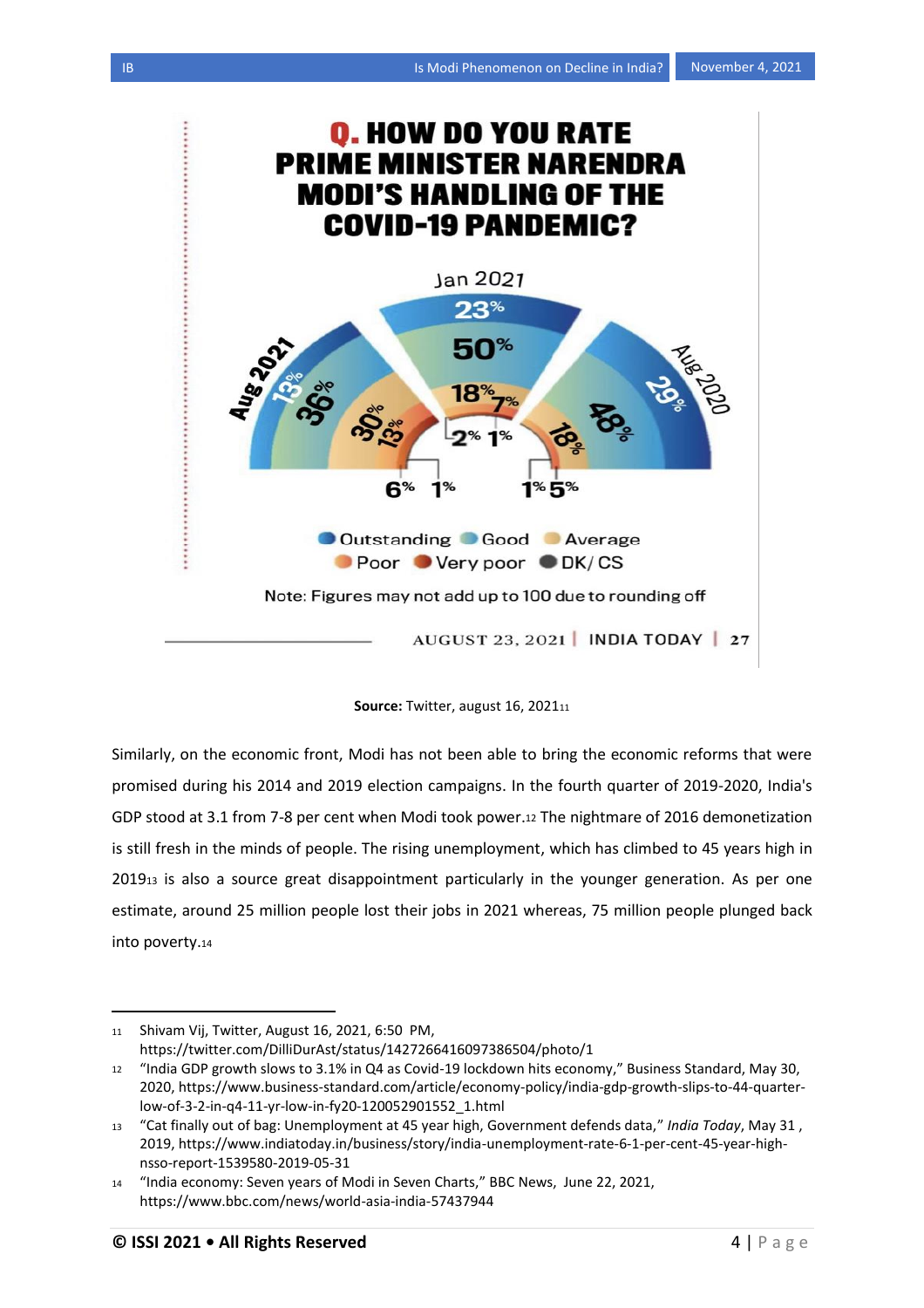**Q. HOW DO YOU RATE PRIME MINISTER NARENDRA MODI'S HANDLING OF THE COVID-19 PANDEMIC?**

| | Aug 2020 | Jan 2021 | Aug 2021 |
|---|---|---|---|
| Outstanding | 29% | 23% | 13% |
| Good | 48% | 50% | 36% |
| Average | 18% | 18% | 30% |
| Poor | 5% | 7% | 13% |
| Very poor | 1% | 2% | 6% |
| DK/ CS | | 1% | 1% |

Note: Figures may not add up to 100 due to rounding off

AUGUST 23, 2021 | INDIA TODAY | 27

**Source:** Twitter, august 16, 2021[11]

Similarly, on the economic front, Modi has not been able to bring the economic reforms that were promised during his 2014 and 2019 election campaigns. In the fourth quarter of 2019-2020, India's GDP stood at 3.1 from 7-8 per cent when Modi took power.[12] The nightmare of 2016 demonetization is still fresh in the minds of people. The rising unemployment, which has climbed to 45 years high in 2019[13] is also a source great disappointment particularly in the younger generation. As per one estimate, around 25 million people lost their jobs in 2021 whereas, 75 million people plunged back into poverty.[14]

---

[11] Shivam Vij, Twitter, August 16, 2021, 6:50 PM, https://twitter.com/DilliDurAst/status/1427266416097386504/photo/1

[12] "India GDP growth slows to 3.1% in Q4 as Covid-19 lockdown hits economy," Business Standard, May 30, 2020, https://www.business-standard.com/article/economy-policy/india-gdp-growth-slips-to-44-quarter-low-of-3-2-in-q4-11-yr-low-in-fy20-120052901552_1.html

[13] "Cat finally out of bag: Unemployment at 45 year high, Government defends data," *India Today*, May 31 , 2019, https://www.indiatoday.in/business/story/india-unemployment-rate-6-1-per-cent-45-year-high-nsso-report-1539580-2019-05-31

[14] "India economy: Seven years of Modi in Seven Charts," BBC News, June 22, 2021, https://www.bbc.com/news/world-asia-india-57437944

**© ISSI 2021 • All Rights Reserved**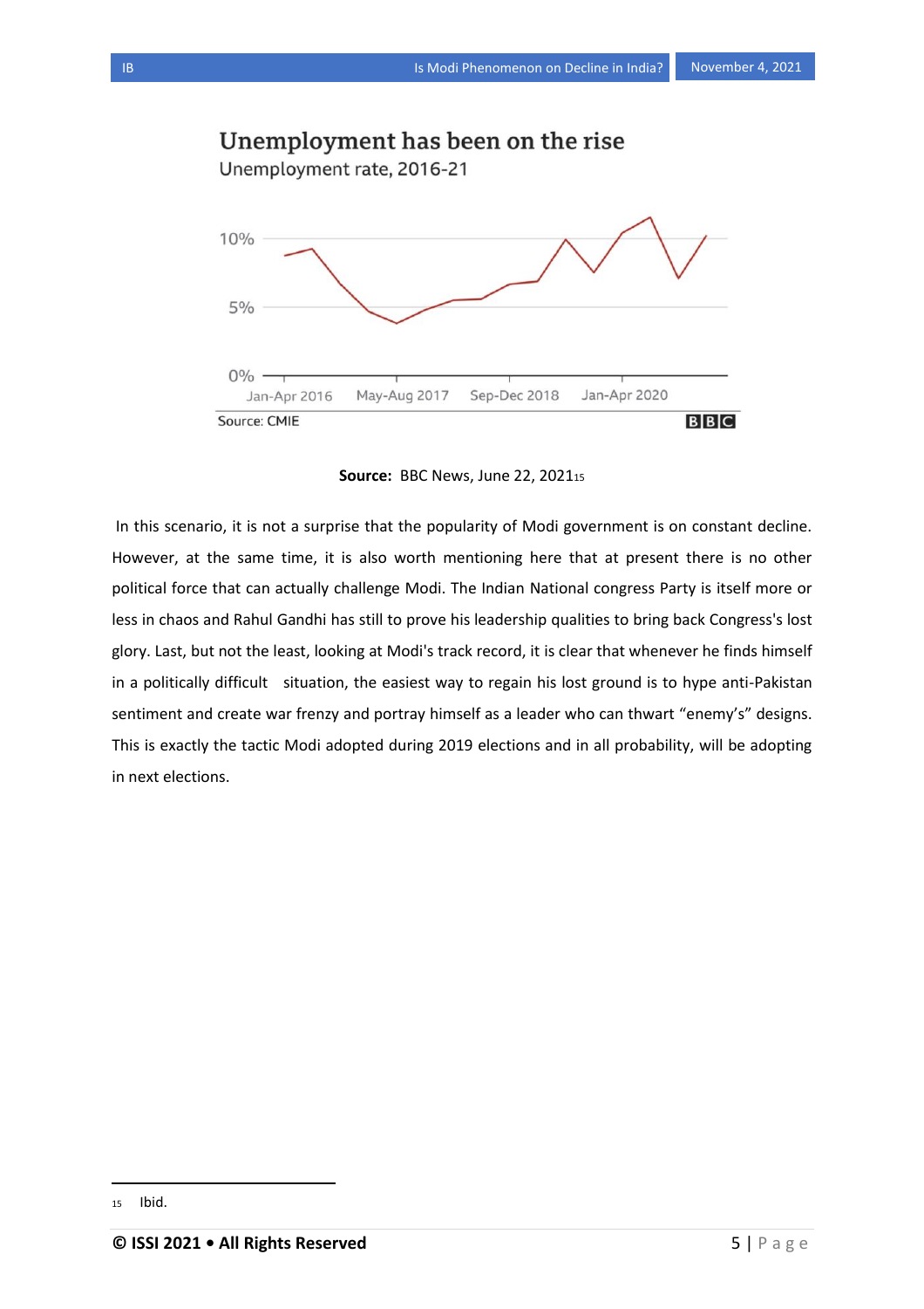Unemployment has been on the rise

Unemployment rate, 2016-21

10%

5%

0%

Jan-Apr 2016 May-Aug 2017 Sep-Dec 2018 Jan-Apr 2020

Source: CMIE

BBC

**Source:** BBC News, June 22, 2021[15]

In this scenario, it is not a surprise that the popularity of Modi government is on constant decline. However, at the same time, it is also worth mentioning here that at present there is no other political force that can actually challenge Modi. The Indian National congress Party is itself more or less in chaos and Rahul Gandhi has still to prove his leadership qualities to bring back Congress's lost glory. Last, but not the least, looking at Modi's track record, it is clear that whenever he finds himself in a politically difficult situation, the easiest way to regain his lost ground is to hype anti-Pakistan sentiment and create war frenzy and portray himself as a leader who can thwart "enemy's" designs. This is exactly the tactic Modi adopted during 2019 elections and in all probability, will be adopting in next elections.

---

[15] Ibid.